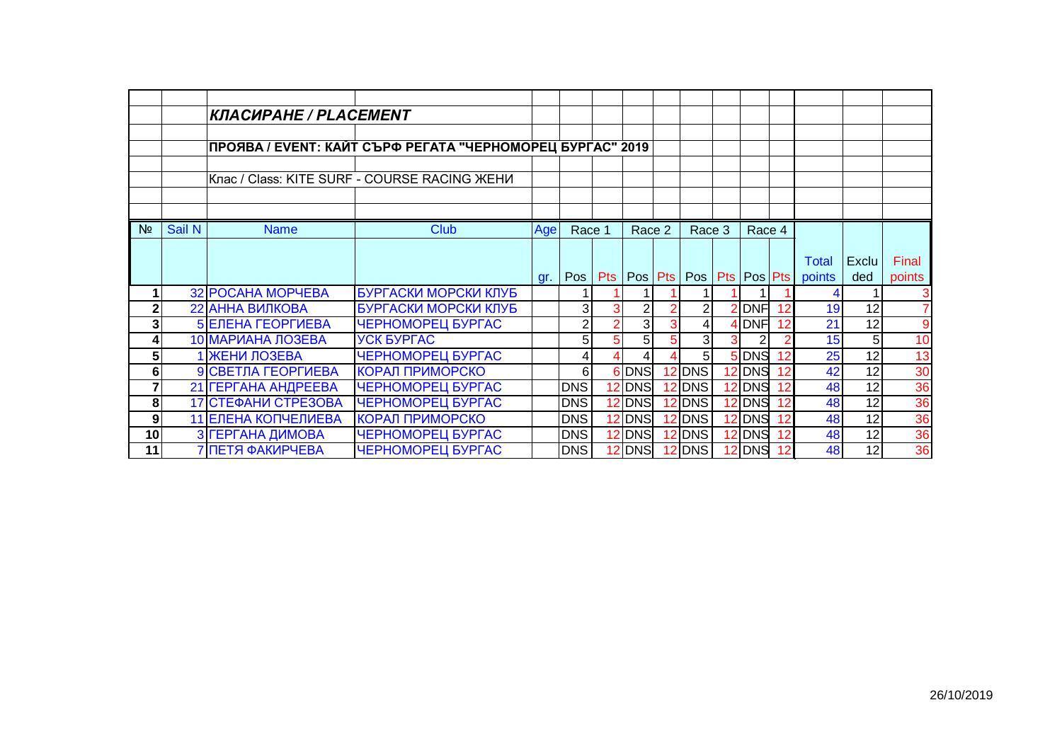***КЛАСИРАНЕ / PLACEMENT***

**ПРОЯВА / EVENT: КАЙТ СЪРФ РЕГАТА "ЧЕРНОМОРЕЦ БУРГАС" 2019**

Клас / Class: KITE SURF - COURSE RACING ЖЕНИ

| № | Sail N | Name | Club | Age gr. | Race 1 Pos | Race 1 Pts | Race 2 Pos | Race 2 Pts | Race 3 Pos | Race 3 Pts | Race 4 Pos | Race 4 Pts | Total points | Excluded | Final points |
|---|---|---|---|---|---|---|---|---|---|---|---|---|---|---|---|
| 1 | 32 | РОСАНА МОРЧЕВА | БУРГАСКИ МОРСКИ КЛУБ | | 1 | 1 | 1 | 1 | 1 | 1 | 1 | 1 | 4 | 1 | 3 |
| 2 | 22 | АННА ВИЛКОВА | БУРГАСКИ МОРСКИ КЛУБ | | 3 | 3 | 2 | 2 | 2 | 2 | DNF | 12 | 19 | 12 | 7 |
| 3 | 5 | ЕЛЕНА ГЕОРГИЕВА | ЧЕРНОМОРЕЦ БУРГАС | | 2 | 2 | 3 | 3 | 4 | 4 | DNF | 12 | 21 | 12 | 9 |
| 4 | 10 | МАРИАНА ЛОЗЕВА | УСК БУРГАС | | 5 | 5 | 5 | 5 | 3 | 3 | 2 | 2 | 15 | 5 | 10 |
| 5 | 1 | ЖЕНИ ЛОЗЕВА | ЧЕРНОМОРЕЦ БУРГАС | | 4 | 4 | 4 | 4 | 5 | 5 | DNS | 12 | 25 | 12 | 13 |
| 6 | 9 | СВЕТЛА ГЕОРГИЕВА | КОРАЛ ПРИМОРСКО | | 6 | 6 | DNS | 12 | DNS | 12 | DNS | 12 | 42 | 12 | 30 |
| 7 | 21 | ГЕРГАНА АНДРЕЕВА | ЧЕРНОМОРЕЦ БУРГАС | | DNS | 12 | DNS | 12 | DNS | 12 | DNS | 12 | 48 | 12 | 36 |
| 8 | 17 | СТЕФАНИ СТРЕЗОВА | ЧЕРНОМОРЕЦ БУРГАС | | DNS | 12 | DNS | 12 | DNS | 12 | DNS | 12 | 48 | 12 | 36 |
| 9 | 11 | ЕЛЕНА КОПЧЕЛИЕВА | КОРАЛ ПРИМОРСКО | | DNS | 12 | DNS | 12 | DNS | 12 | DNS | 12 | 48 | 12 | 36 |
| 10 | 3 | ГЕРГАНА ДИМОВА | ЧЕРНОМОРЕЦ БУРГАС | | DNS | 12 | DNS | 12 | DNS | 12 | DNS | 12 | 48 | 12 | 36 |
| 11 | 7 | ПЕТЯ ФАКИРЧЕВА | ЧЕРНОМОРЕЦ БУРГАС | | DNS | 12 | DNS | 12 | DNS | 12 | DNS | 12 | 48 | 12 | 36 |

26/10/2019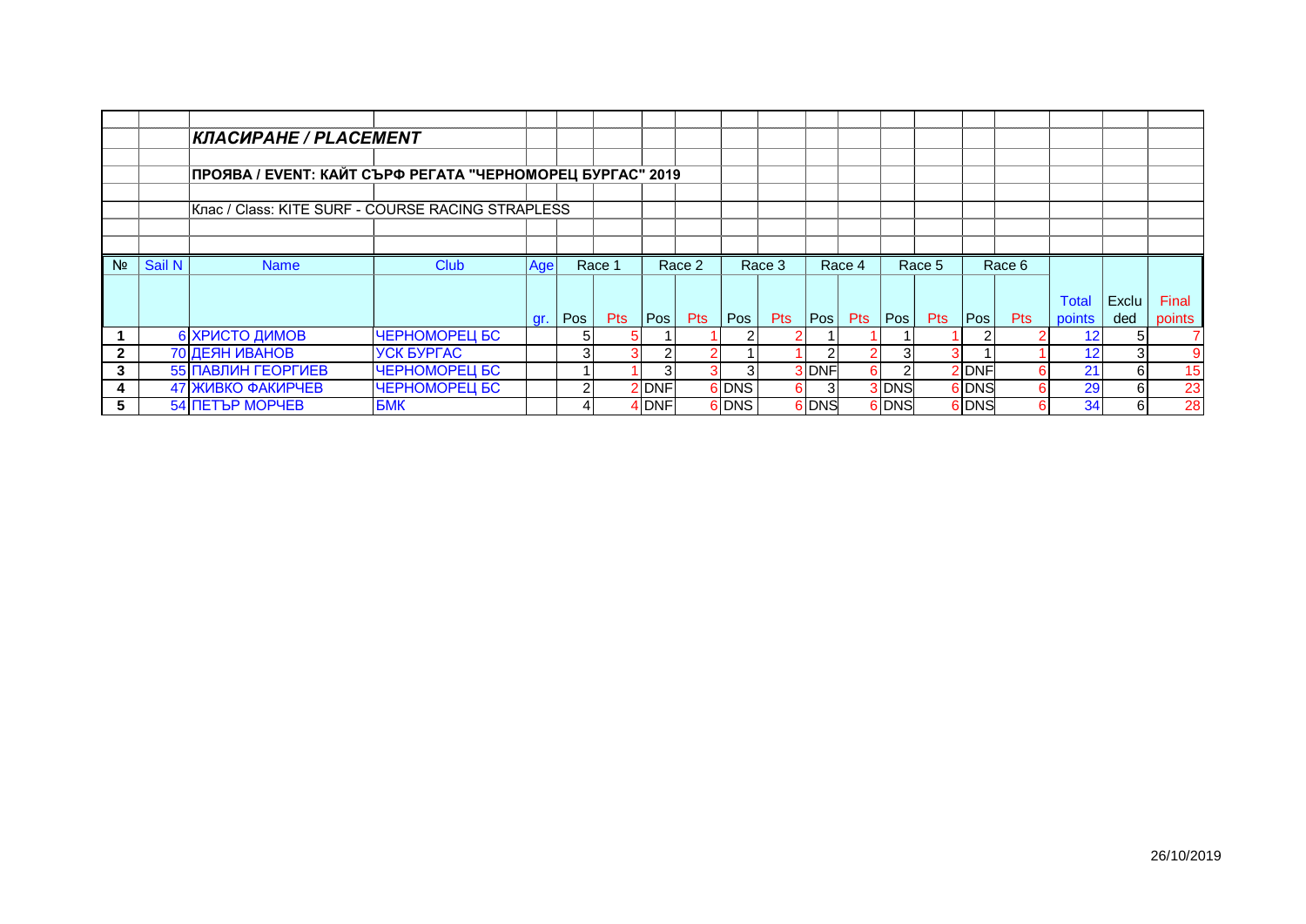## *КЛАСИРАНЕ / PLACEMENT*

**ПРОЯВА / EVENT: КАЙТ СЪРФ РЕГАТА "ЧЕРНОМОРЕЦ БУРГАС" 2019**

Клас / Class: KITE SURF - COURSE RACING STRAPLESS

| № | Sail N | Name | Club | Age | Race 1 | | Race 2 | | Race 3 | | Race 4 | | Race 5 | | Race 6 | | | | |
|---|---|---|---|---|---|---|---|---|---|---|---|---|---|---|---|---|---|---|---|
| | | | | gr. | Pos | Pts | Pos | Pts | Pos | Pts | Pos | Pts | Pos | Pts | Pos | Pts | Total points | Excluded | Final points |
| **1** | 6 | ХРИСТО ДИМОВ | ЧЕРНОМОРЕЦ БС | | 5 | 5 | 1 | 1 | 2 | 2 | 1 | 1 | 1 | 1 | 2 | 2 | 12 | 5 | 7 |
| **2** | 70 | ДЕЯН ИВАНОВ | УСК БУРГАС | | 3 | 3 | 2 | 2 | 1 | 1 | 2 | 2 | 3 | 3 | 1 | 1 | 12 | 3 | 9 |
| **3** | 55 | ПАВЛИН ГЕОРГИЕВ | ЧЕРНОМОРЕЦ БС | | 1 | 1 | 3 | 3 | 3 | 3 | DNF | 6 | 2 | 2 | DNF | 6 | 21 | 6 | 15 |
| **4** | 47 | ЖИВКО ФАКИРЧЕВ | ЧЕРНОМОРЕЦ БС | | 2 | 2 | DNF | 6 | DNS | 6 | 3 | 3 | DNS | 6 | DNS | 6 | 29 | 6 | 23 |
| **5** | 54 | ПЕТЪР МОРЧЕВ | БМК | | 4 | 4 | DNF | 6 | DNS | 6 | DNS | 6 | DNS | 6 | DNS | 6 | 34 | 6 | 28 |

26/10/2019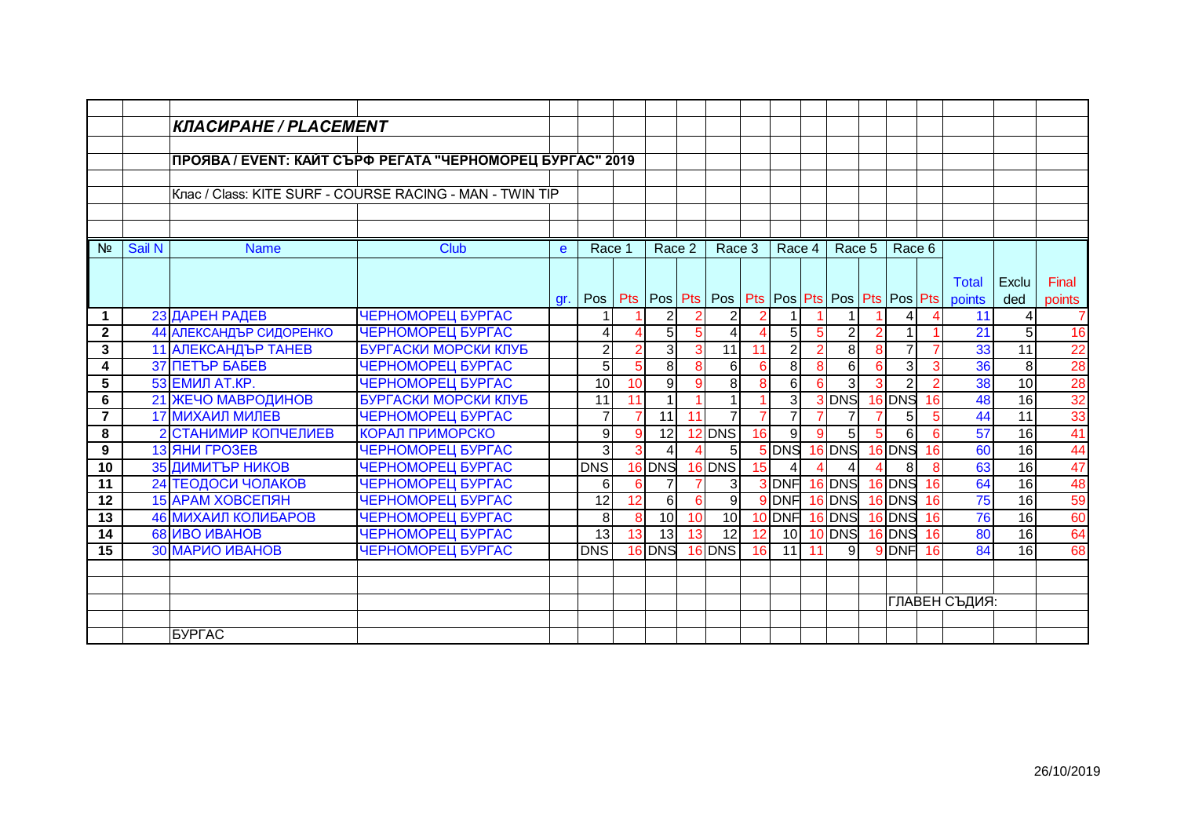## *КЛАСИРАНЕ / PLACEMENT*

**ПРОЯВА / EVENT: КАЙТ СЪРФ РЕГАТА "ЧЕРНОМОРЕЦ БУРГАС" 2019**

Клас / Class: KITE SURF - COURSE RACING - MAN - TWIN TIP

| № | Sail N | Name | Club | e gr. | Race 1 Pos | Race 1 Pts | Race 2 Pos | Race 2 Pts | Race 3 Pos | Race 3 Pts | Race 4 Pos | Race 4 Pts | Race 5 Pos | Race 5 Pts | Race 6 Pos | Race 6 Pts | Total points | Excluded | Final points |
|---|---|---|---|---|---|---|---|---|---|---|---|---|---|---|---|---|---|---|---|
| 1 | 23 | ДАРЕН РАДЕВ | ЧЕРНОМОРЕЦ БУРГАС | | 1 | 1 | 2 | 2 | 2 | 2 | 1 | 1 | 1 | 1 | 4 | 4 | 11 | 4 | 7 |
| 2 | 44 | АЛЕКСАНДЪР СИДОРЕНКО | ЧЕРНОМОРЕЦ БУРГАС | | 4 | 4 | 5 | 5 | 4 | 4 | 5 | 5 | 2 | 2 | 1 | 1 | 21 | 5 | 16 |
| 3 | 11 | АЛЕКСАНДЪР ТАНЕВ | БУРГАСКИ МОРСКИ КЛУБ | | 2 | 2 | 3 | 3 | 11 | 11 | 2 | 2 | 8 | 8 | 7 | 7 | 33 | 11 | 22 |
| 4 | 37 | ПЕТЪР БАБЕВ | ЧЕРНОМОРЕЦ БУРГАС | | 5 | 5 | 8 | 8 | 6 | 6 | 8 | 8 | 6 | 6 | 3 | 3 | 36 | 8 | 28 |
| 5 | 53 | ЕМИЛ АТ.КР. | ЧЕРНОМОРЕЦ БУРГАС | | 10 | 10 | 9 | 9 | 8 | 8 | 6 | 6 | 3 | 3 | 2 | 2 | 38 | 10 | 28 |
| 6 | 21 | ЖЕЧО МАВРОДИНОВ | БУРГАСКИ МОРСКИ КЛУБ | | 11 | 11 | 1 | 1 | 1 | 1 | 3 | 3 | DNS | 16 | DNS | 16 | 48 | 16 | 32 |
| 7 | 17 | МИХАИЛ МИЛЕВ | ЧЕРНОМОРЕЦ БУРГАС | | 7 | 7 | 11 | 11 | 7 | 7 | 7 | 7 | 7 | 7 | 5 | 5 | 44 | 11 | 33 |
| 8 | 2 | СТАНИМИР КОПЧЕЛИЕВ | КОРАЛ ПРИМОРСКО | | 9 | 9 | 12 | 12 | DNS | 16 | 9 | 9 | 5 | 5 | 6 | 6 | 57 | 16 | 41 |
| 9 | 13 | ЯНИ ГРОЗЕВ | ЧЕРНОМОРЕЦ БУРГАС | | 3 | 3 | 4 | 4 | 5 | 5 | DNS | 16 | DNS | 16 | DNS | 16 | 60 | 16 | 44 |
| 10 | 35 | ДИМИТЪР НИКОВ | ЧЕРНОМОРЕЦ БУРГАС | | DNS | 16 | DNS | 16 | DNS | 15 | 4 | 4 | 4 | 4 | 8 | 8 | 63 | 16 | 47 |
| 11 | 24 | ТЕОДОСИ ЧОЛАКОВ | ЧЕРНОМОРЕЦ БУРГАС | | 6 | 6 | 7 | 7 | 3 | 3 | DNF | 16 | DNS | 16 | DNS | 16 | 64 | 16 | 48 |
| 12 | 15 | АРАМ ХОВСЕПЯН | ЧЕРНОМОРЕЦ БУРГАС | | 12 | 12 | 6 | 6 | 9 | 9 | DNF | 16 | DNS | 16 | DNS | 16 | 75 | 16 | 59 |
| 13 | 46 | МИХАИЛ КОЛИБАРОВ | ЧЕРНОМОРЕЦ БУРГАС | | 8 | 8 | 10 | 10 | 10 | 10 | DNF | 16 | DNS | 16 | DNS | 16 | 76 | 16 | 60 |
| 14 | 68 | ИВО ИВАНОВ | ЧЕРНОМОРЕЦ БУРГАС | | 13 | 13 | 13 | 13 | 12 | 12 | 10 | 10 | DNS | 16 | DNS | 16 | 80 | 16 | 64 |
| 15 | 30 | МАРИО ИВАНОВ | ЧЕРНОМОРЕЦ БУРГАС | | DNS | 16 | DNS | 16 | DNS | 16 | 11 | 11 | 9 | 9 | DNF | 16 | 84 | 16 | 68 |

ГЛАВЕН СЪДИЯ:

БУРГАС

26/10/2019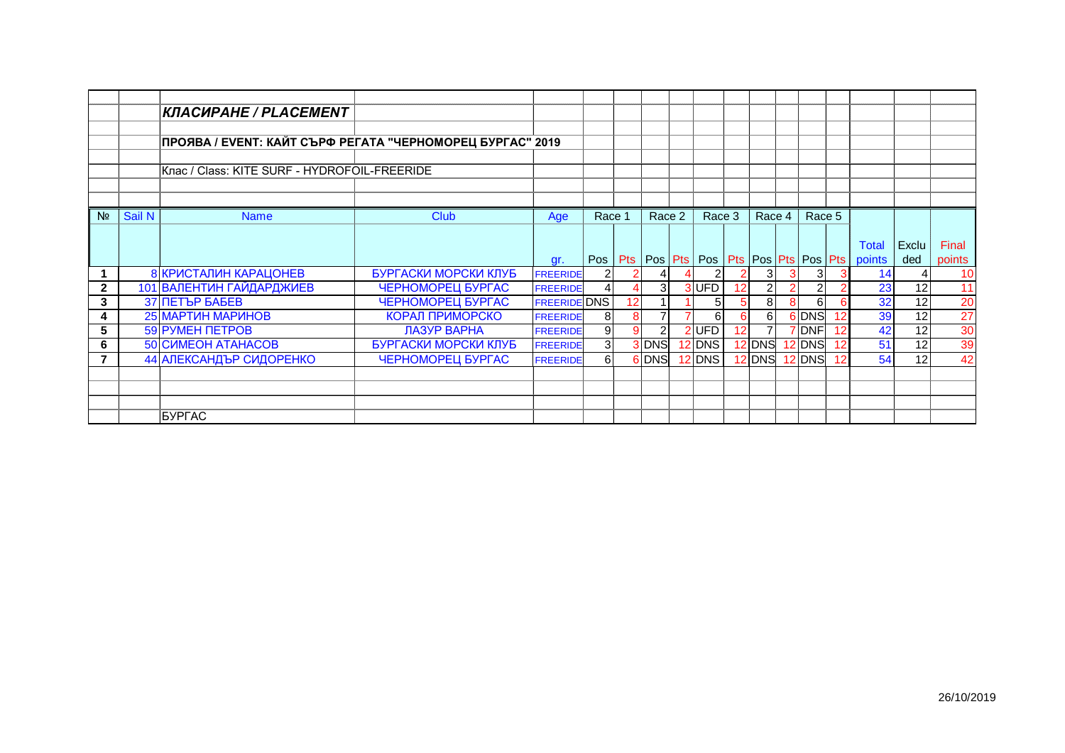## *КЛАСИРАНЕ / PLACEMENT*

**ПРОЯВА / EVENT: КАЙТ СЪРФ РЕГАТА "ЧЕРНОМОРЕЦ БУРГАС" 2019**

Клас / Class: KITE SURF - HYDROFOIL-FREERIDE

| № | Sail N | Name | Club | Age gr. | Race 1 Pos | Race 1 Pts | Race 2 Pos | Race 2 Pts | Race 3 Pos | Race 3 Pts | Race 4 Pos | Race 4 Pts | Race 5 Pos | Race 5 Pts | Total points | Excluded | Final points |
|---|---|---|---|---|---|---|---|---|---|---|---|---|---|---|---|---|---|
| 1 | 8 | КРИСТАЛИН КАРАЦОНЕВ | БУРГАСКИ МОРСКИ КЛУБ | FREERIDE | 2 | 2 | 4 | 4 | 2 | 2 | 3 | 3 | 3 | 3 | 14 | 4 | 10 |
| 2 | 101 | ВАЛЕНТИН ГАЙДАРДЖИЕВ | ЧЕРНОМОРЕЦ БУРГАС | FREERIDE | 4 | 4 | 3 | 3 | UFD | 12 | 2 | 2 | 2 | 2 | 23 | 12 | 11 |
| 3 | 37 | ПЕТЪР БАБЕВ | ЧЕРНОМОРЕЦ БУРГАС | FREERIDE | DNS | 12 | 1 | 1 | 5 | 5 | 8 | 8 | 6 | 6 | 32 | 12 | 20 |
| 4 | 25 | МАРТИН МАРИНОВ | КОРАЛ ПРИМОРСКО | FREERIDE | 8 | 8 | 7 | 7 | 6 | 6 | 6 | 6 | DNS | 12 | 39 | 12 | 27 |
| 5 | 59 | РУМЕН ПЕТРОВ | ЛАЗУР ВАРНА | FREERIDE | 9 | 9 | 2 | 2 | UFD | 12 | 7 | 7 | DNF | 12 | 42 | 12 | 30 |
| 6 | 50 | СИМЕОН АТАНАСОВ | БУРГАСКИ МОРСКИ КЛУБ | FREERIDE | 3 | 3 | DNS | 12 | DNS | 12 | DNS | 12 | DNS | 12 | 51 | 12 | 39 |
| 7 | 44 | АЛЕКСАНДЪР СИДОРЕНКО | ЧЕРНОМОРЕЦ БУРГАС | FREERIDE | 6 | 6 | DNS | 12 | DNS | 12 | DNS | 12 | DNS | 12 | 54 | 12 | 42 |

БУРГАС

26/10/2019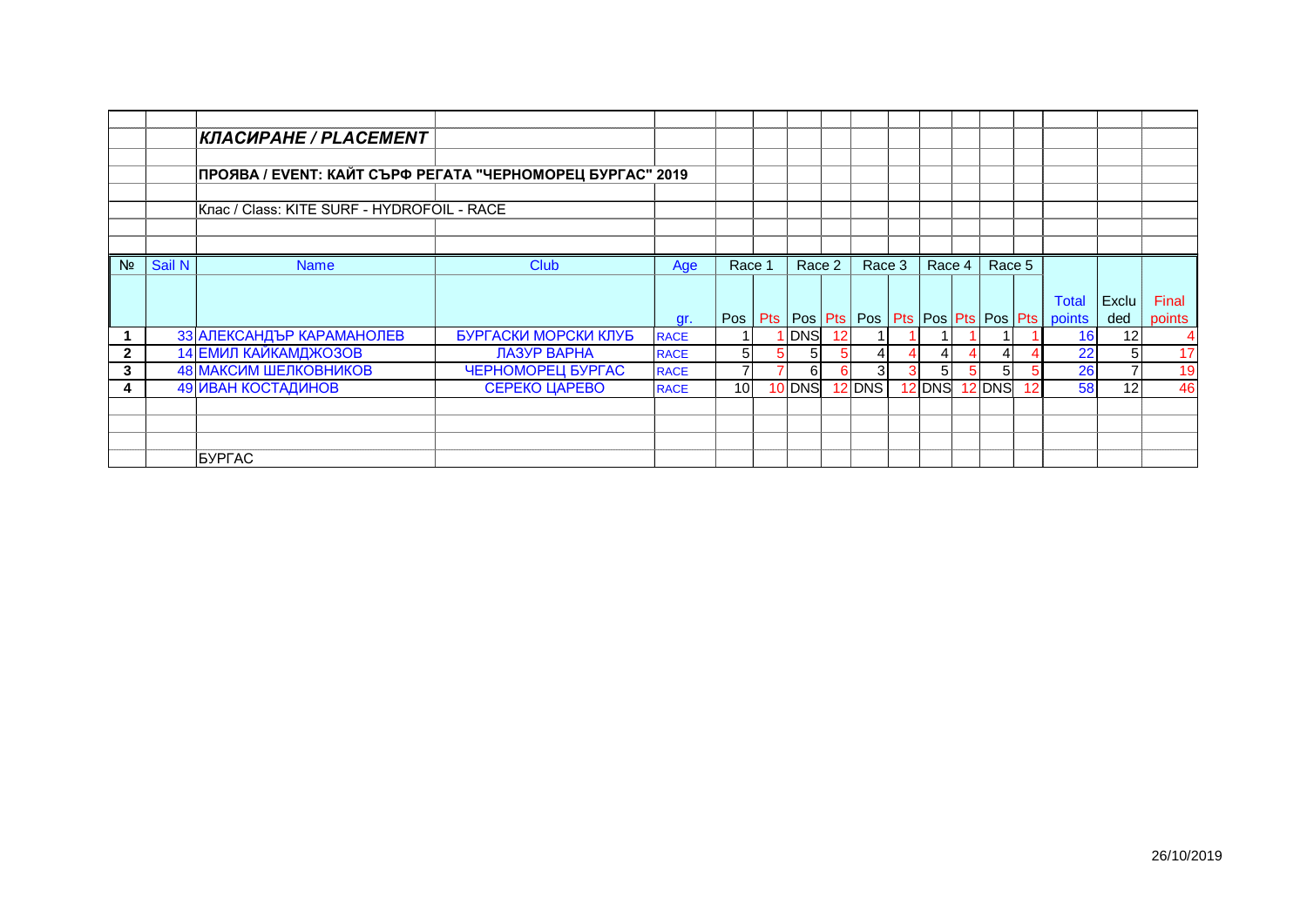## *КЛАСИРАНЕ / PLACEMENT*

**ПРОЯВА / EVENT: КАЙТ СЪРФ РЕГАТА "ЧЕРНОМОРЕЦ БУРГАС" 2019**

Клас / Class: KITE SURF - HYDROFOIL - RACE

| № | Sail N | Name | Club | Age gr. | Race 1 Pos | Race 1 Pts | Race 2 Pos | Race 2 Pts | Race 3 Pos | Race 3 Pts | Race 4 Pos | Race 4 Pts | Race 5 Pos | Race 5 Pts | Total points | Excluded | Final points |
|---|---|---|---|---|---|---|---|---|---|---|---|---|---|---|---|---|---|
| 1 | 33 | АЛЕКСАНДЪР КАРАМАНОЛЕВ | БУРГАСКИ МОРСКИ КЛУБ | RACE | 1 | 1 | DNS | 12 | 1 | 1 | 1 | 1 | 1 | 1 | 16 | 12 | 4 |
| 2 | 14 | ЕМИЛ КАЙКАМДЖОЗОВ | ЛАЗУР ВАРНА | RACE | 5 | 5 | 5 | 5 | 4 | 4 | 4 | 4 | 4 | 4 | 22 | 5 | 17 |
| 3 | 48 | МАКСИМ ШЕЛКОВНИКОВ | ЧЕРНОМОРЕЦ БУРГАС | RACE | 7 | 7 | 6 | 6 | 3 | 3 | 5 | 5 | 5 | 5 | 26 | 7 | 19 |
| 4 | 49 | ИВАН КОСТАДИНОВ | СЕРЕКО ЦАРЕВО | RACE | 10 | 10 | DNS | 12 | DNS | 12 | DNS | 12 | DNS | 12 | 58 | 12 | 46 |

БУРГАС

26/10/2019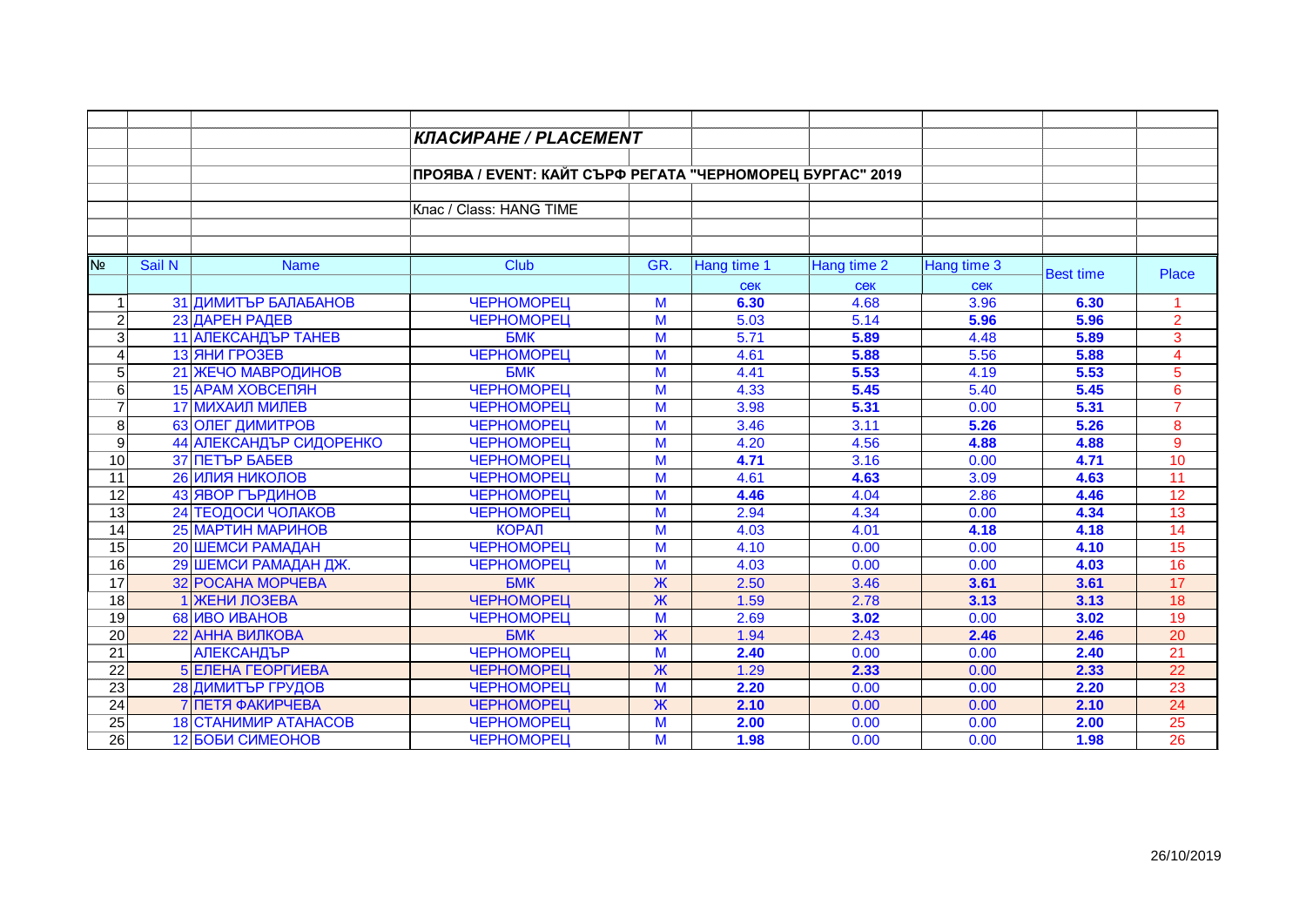**_КЛАСИРАНЕ / PLACEMENT_**

**ПРОЯВА / EVENT: КАЙТ СЪРФ РЕГАТА "ЧЕРНОМОРЕЦ БУРГАС" 2019**

Клас / Class: HANG TIME

| № | Sail N | Name | Club | GR. | Hang time 1 сек | Hang time 2 сек | Hang time 3 сек | Best time | Place |
|---|---|---|---|---|---|---|---|---|---|
| 1 | 31 | ДИМИТЪР БАЛАБАНОВ | ЧЕРНОМОРЕЦ | М | **6.30** | 4.68 | 3.96 | **6.30** | 1 |
| 2 | 23 | ДАРЕН РАДЕВ | ЧЕРНОМОРЕЦ | М | 5.03 | 5.14 | **5.96** | **5.96** | 2 |
| 3 | 11 | АЛЕКСАНДЪР ТАНЕВ | БМК | М | 5.71 | **5.89** | 4.48 | **5.89** | 3 |
| 4 | 13 | ЯНИ ГРОЗЕВ | ЧЕРНОМОРЕЦ | М | 4.61 | **5.88** | 5.56 | **5.88** | 4 |
| 5 | 21 | ЖЕЧО МАВРОДИНОВ | БМК | М | 4.41 | **5.53** | 4.19 | **5.53** | 5 |
| 6 | 15 | АРАМ ХОВСЕПЯН | ЧЕРНОМОРЕЦ | М | 4.33 | **5.45** | 5.40 | **5.45** | 6 |
| 7 | 17 | МИХАИЛ МИЛЕВ | ЧЕРНОМОРЕЦ | М | 3.98 | **5.31** | 0.00 | **5.31** | 7 |
| 8 | 63 | ОЛЕГ ДИМИТРОВ | ЧЕРНОМОРЕЦ | М | 3.46 | 3.11 | **5.26** | **5.26** | 8 |
| 9 | 44 | АЛЕКСАНДЪР СИДОРЕНКО | ЧЕРНОМОРЕЦ | М | 4.20 | 4.56 | **4.88** | **4.88** | 9 |
| 10 | 37 | ПЕТЪР БАБЕВ | ЧЕРНОМОРЕЦ | М | **4.71** | 3.16 | 0.00 | **4.71** | 10 |
| 11 | 26 | ИЛИЯ НИКОЛОВ | ЧЕРНОМОРЕЦ | М | 4.61 | **4.63** | 3.09 | **4.63** | 11 |
| 12 | 43 | ЯВОР ГЪРДИНОВ | ЧЕРНОМОРЕЦ | М | **4.46** | 4.04 | 2.86 | **4.46** | 12 |
| 13 | 24 | ТЕОДОСИ ЧОЛАКОВ | ЧЕРНОМОРЕЦ | М | 2.94 | 4.34 | 0.00 | **4.34** | 13 |
| 14 | 25 | МАРТИН МАРИНОВ | КОРАЛ | М | 4.03 | 4.01 | **4.18** | **4.18** | 14 |
| 15 | 20 | ШЕМСИ РАМАДАН | ЧЕРНОМОРЕЦ | М | 4.10 | 0.00 | 0.00 | **4.10** | 15 |
| 16 | 29 | ШЕМСИ РАМАДАН ДЖ. | ЧЕРНОМОРЕЦ | М | 4.03 | 0.00 | 0.00 | **4.03** | 16 |
| 17 | 32 | РОСАНА МОРЧЕВА | БМК | Ж | 2.50 | 3.46 | **3.61** | **3.61** | 17 |
| 18 | 1 | ЖЕНИ ЛОЗЕВА | ЧЕРНОМОРЕЦ | Ж | 1.59 | 2.78 | **3.13** | **3.13** | 18 |
| 19 | 68 | ИВО ИВАНОВ | ЧЕРНОМОРЕЦ | М | 2.69 | **3.02** | 0.00 | **3.02** | 19 |
| 20 | 22 | АННА ВИЛКОВА | БМК | Ж | 1.94 | 2.43 | **2.46** | **2.46** | 20 |
| 21 | | АЛЕКСАНДЪР | ЧЕРНОМОРЕЦ | М | **2.40** | 0.00 | 0.00 | **2.40** | 21 |
| 22 | 5 | ЕЛЕНА ГЕОРГИЕВА | ЧЕРНОМОРЕЦ | Ж | 1.29 | **2.33** | 0.00 | **2.33** | 22 |
| 23 | 28 | ДИМИТЪР ГРУДОВ | ЧЕРНОМОРЕЦ | М | **2.20** | 0.00 | 0.00 | **2.20** | 23 |
| 24 | 7 | ПЕТЯ ФАКИРЧЕВА | ЧЕРНОМОРЕЦ | Ж | **2.10** | 0.00 | 0.00 | **2.10** | 24 |
| 25 | 18 | СТАНИМИР АТАНАСОВ | ЧЕРНОМОРЕЦ | М | **2.00** | 0.00 | 0.00 | **2.00** | 25 |
| 26 | 12 | БОБИ СИМЕОНОВ | ЧЕРНОМОРЕЦ | М | **1.98** | 0.00 | 0.00 | **1.98** | 26 |

26/10/2019